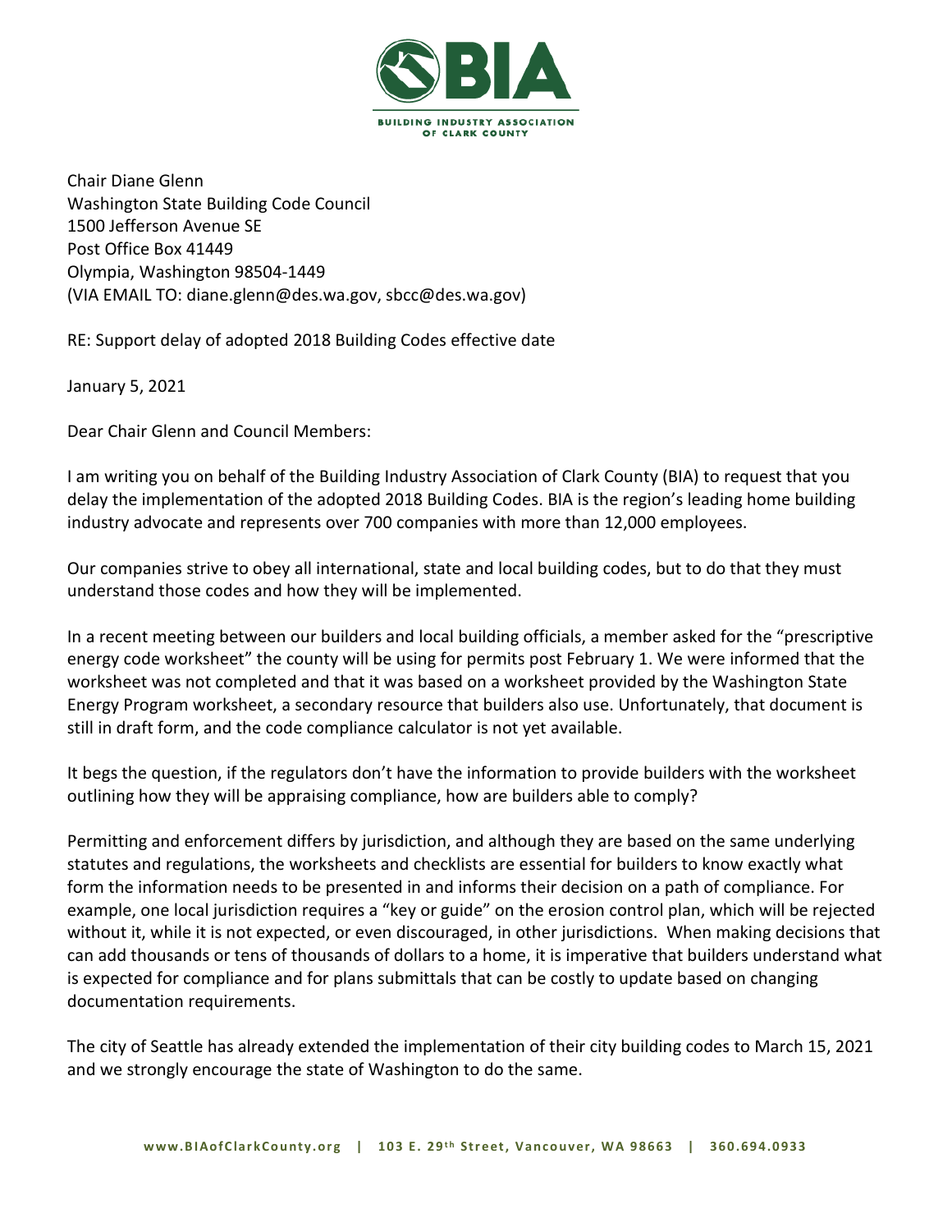BUILDING INDUSTRY ASSOCIATION OF CLARK COUNTY

Chair Diane Glenn
Washington State Building Code Council
1500 Jefferson Avenue SE
Post Office Box 41449
Olympia, Washington 98504-1449
(VIA EMAIL TO: diane.glenn@des.wa.gov, sbcc@des.wa.gov)

RE: Support delay of adopted 2018 Building Codes effective date

January 5, 2021

Dear Chair Glenn and Council Members:

I am writing you on behalf of the Building Industry Association of Clark County (BIA) to request that you delay the implementation of the adopted 2018 Building Codes. BIA is the region's leading home building industry advocate and represents over 700 companies with more than 12,000 employees.

Our companies strive to obey all international, state and local building codes, but to do that they must understand those codes and how they will be implemented.

In a recent meeting between our builders and local building officials, a member asked for the "prescriptive energy code worksheet" the county will be using for permits post February 1. We were informed that the worksheet was not completed and that it was based on a worksheet provided by the Washington State Energy Program worksheet, a secondary resource that builders also use. Unfortunately, that document is still in draft form, and the code compliance calculator is not yet available.

It begs the question, if the regulators don't have the information to provide builders with the worksheet outlining how they will be appraising compliance, how are builders able to comply?

Permitting and enforcement differs by jurisdiction, and although they are based on the same underlying statutes and regulations, the worksheets and checklists are essential for builders to know exactly what form the information needs to be presented in and informs their decision on a path of compliance. For example, one local jurisdiction requires a "key or guide" on the erosion control plan, which will be rejected without it, while it is not expected, or even discouraged, in other jurisdictions. When making decisions that can add thousands or tens of thousands of dollars to a home, it is imperative that builders understand what is expected for compliance and for plans submittals that can be costly to update based on changing documentation requirements.

The city of Seattle has already extended the implementation of their city building codes to March 15, 2021 and we strongly encourage the state of Washington to do the same.

www.BIAofClarkCounty.org | 103 E. 29th Street, Vancouver, WA 98663 | 360.694.0933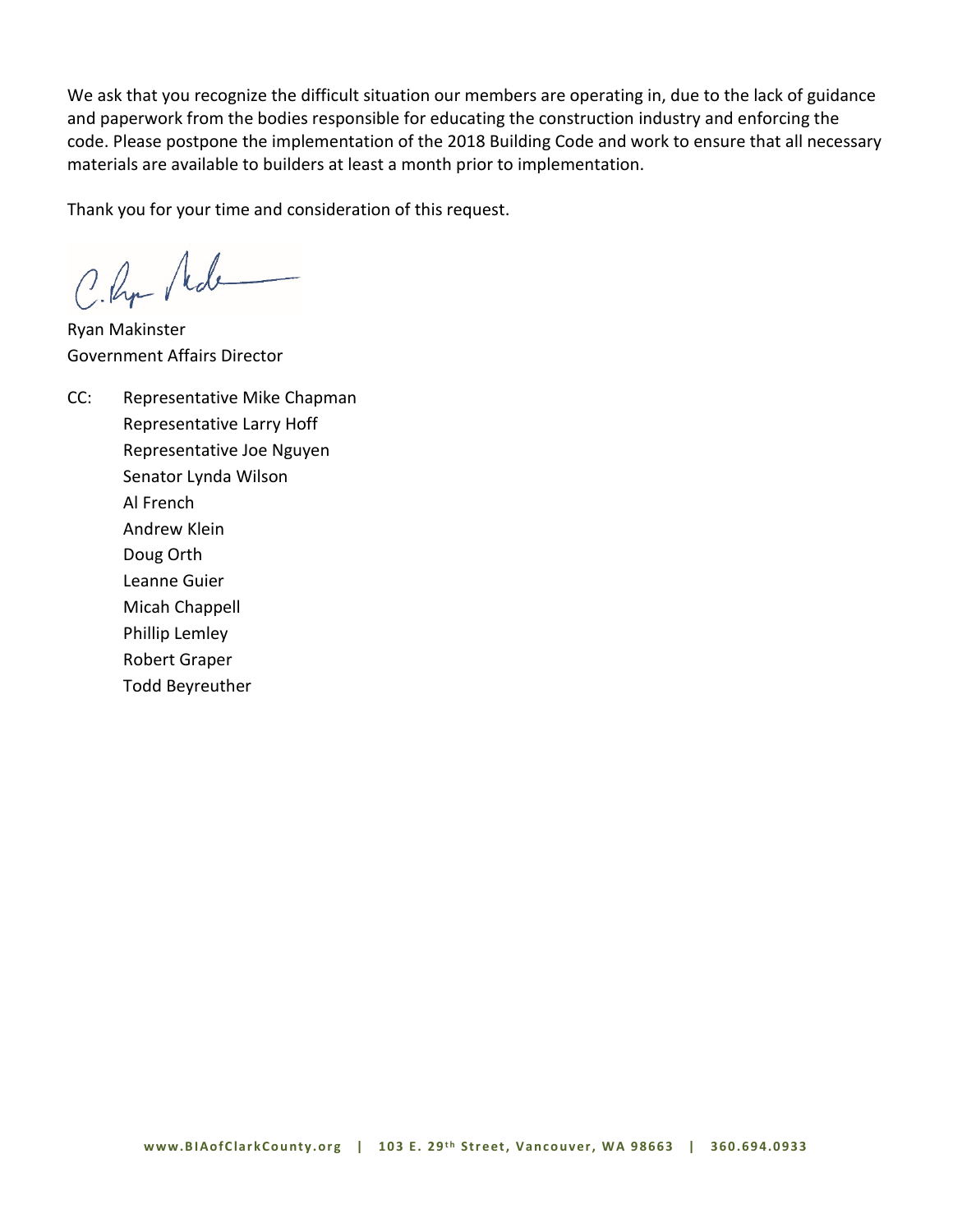We ask that you recognize the difficult situation our members are operating in, due to the lack of guidance and paperwork from the bodies responsible for educating the construction industry and enforcing the code. Please postpone the implementation of the 2018 Building Code and work to ensure that all necessary materials are available to builders at least a month prior to implementation.

Thank you for your time and consideration of this request.

Ryan Makinster
Government Affairs Director

CC: Representative Mike Chapman
Representative Larry Hoff
Representative Joe Nguyen
Senator Lynda Wilson
Al French
Andrew Klein
Doug Orth
Leanne Guier
Micah Chappell
Phillip Lemley
Robert Graper
Todd Beyreuther

**www.BIAofClarkCounty.org | 103 E. 29th Street, Vancouver, WA 98663 | 360.694.0933**